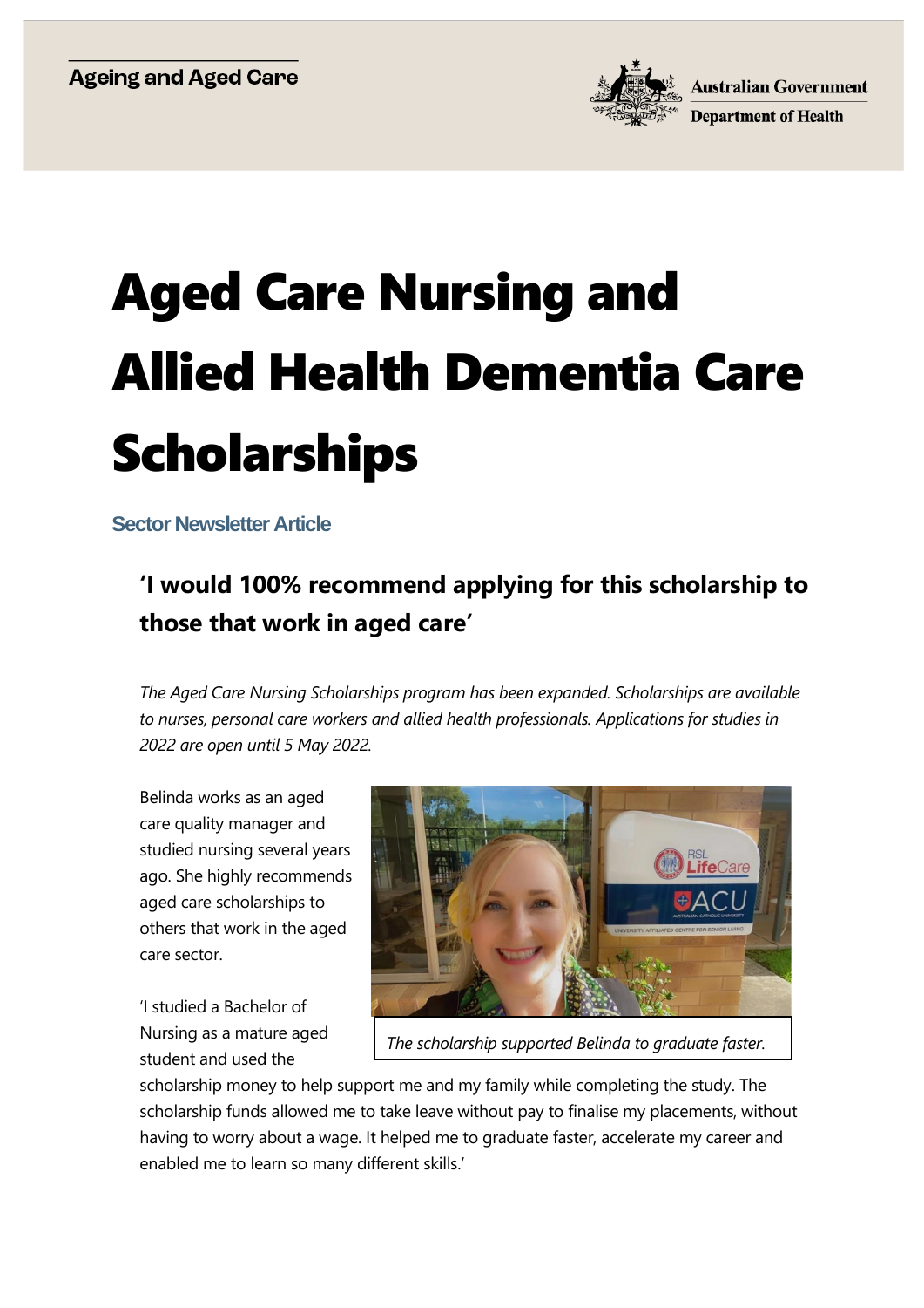Ageing and Aged Care

Australian Government
Department of Health

# Aged Care Nursing and Allied Health Dementia Care Scholarships

**Sector Newsletter Article**

## 'I would 100% recommend applying for this scholarship to those that work in aged care'

*The Aged Care Nursing Scholarships program has been expanded. Scholarships are available to nurses, personal care workers and allied health professionals. Applications for studies in 2022 are open until 5 May 2022.*

Belinda works as an aged care quality manager and studied nursing several years ago. She highly recommends aged care scholarships to others that work in the aged care sector.

*The scholarship supported Belinda to graduate faster.*

'I studied a Bachelor of Nursing as a mature aged student and used the scholarship money to help support me and my family while completing the study. The scholarship funds allowed me to take leave without pay to finalise my placements, without having to worry about a wage. It helped me to graduate faster, accelerate my career and enabled me to learn so many different skills.'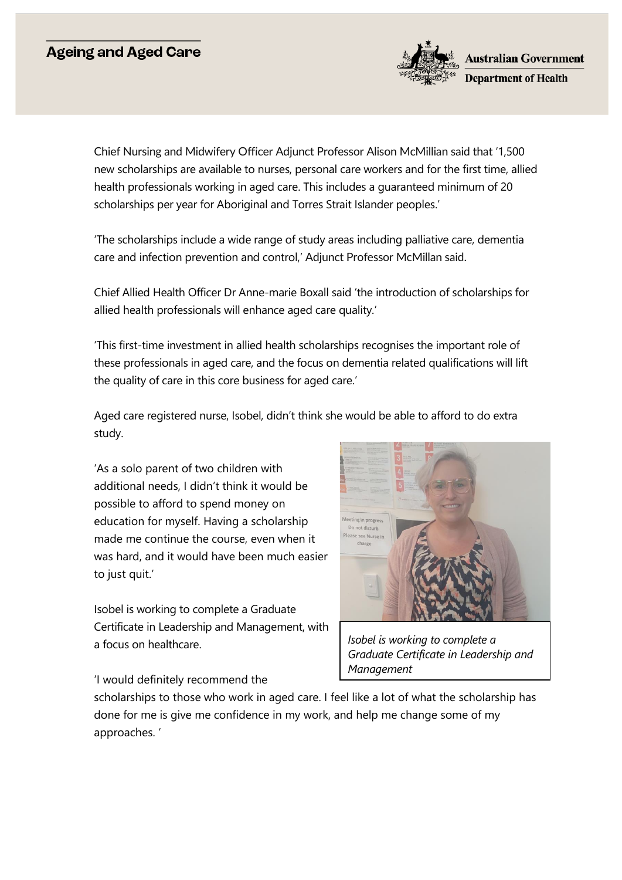Chief Nursing and Midwifery Officer Adjunct Professor Alison McMillian said that '1,500 new scholarships are available to nurses, personal care workers and for the first time, allied health professionals working in aged care. This includes a guaranteed minimum of 20 scholarships per year for Aboriginal and Torres Strait Islander peoples.'

'The scholarships include a wide range of study areas including palliative care, dementia care and infection prevention and control,' Adjunct Professor McMillan said.

Chief Allied Health Officer Dr Anne-marie Boxall said 'the introduction of scholarships for allied health professionals will enhance aged care quality.'

'This first-time investment in allied health scholarships recognises the important role of these professionals in aged care, and the focus on dementia related qualifications will lift the quality of care in this core business for aged care.'

Aged care registered nurse, Isobel, didn't think she would be able to afford to do extra study.

'As a solo parent of two children with additional needs, I didn't think it would be possible to afford to spend money on education for myself. Having a scholarship made me continue the course, even when it was hard, and it would have been much easier to just quit.'

Isobel is working to complete a Graduate Certificate in Leadership and Management, with a focus on healthcare.

*Isobel is working to complete a Graduate Certificate in Leadership and Management*

'I would definitely recommend the scholarships to those who work in aged care. I feel like a lot of what the scholarship has done for me is give me confidence in my work, and help me change some of my approaches. '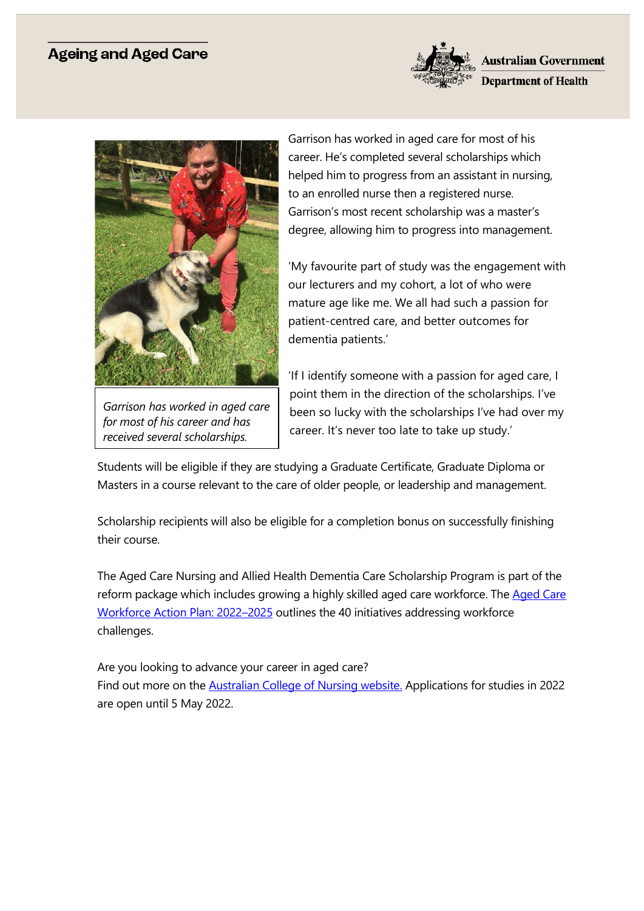*Garrison has worked in aged care for most of his career and has received several scholarships.*

Garrison has worked in aged care for most of his career. He's completed several scholarships which helped him to progress from an assistant in nursing, to an enrolled nurse then a registered nurse. Garrison's most recent scholarship was a master's degree, allowing him to progress into management.

'My favourite part of study was the engagement with our lecturers and my cohort, a lot of who were mature age like me. We all had such a passion for patient-centred care, and better outcomes for dementia patients.'

'If I identify someone with a passion for aged care, I point them in the direction of the scholarships. I've been so lucky with the scholarships I've had over my career. It's never too late to take up study.'

Students will be eligible if they are studying a Graduate Certificate, Graduate Diploma or Masters in a course relevant to the care of older people, or leadership and management.

Scholarship recipients will also be eligible for a completion bonus on successfully finishing their course.

The Aged Care Nursing and Allied Health Dementia Care Scholarship Program is part of the reform package which includes growing a highly skilled aged care workforce. The Aged Care Workforce Action Plan: 2022–2025 outlines the 40 initiatives addressing workforce challenges.

Are you looking to advance your career in aged care?
Find out more on the Australian College of Nursing website. Applications for studies in 2022 are open until 5 May 2022.